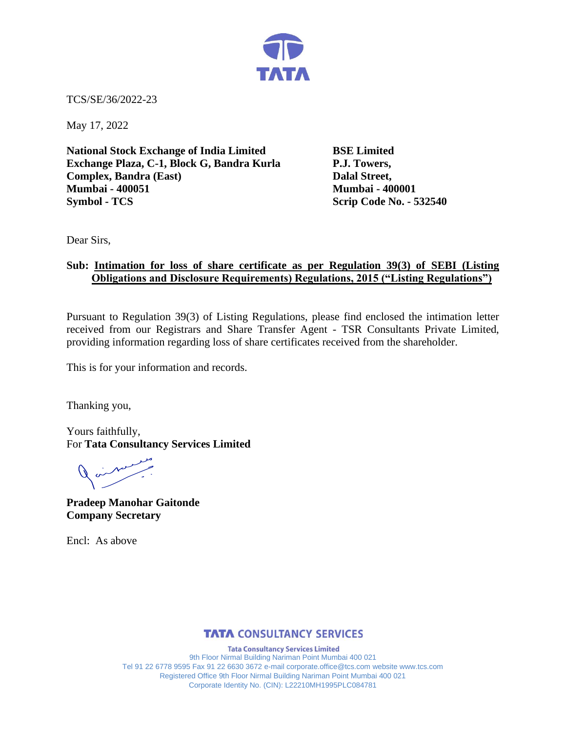TCS/SE/36/2022-23

May 17, 2022

**National Stock Exchange of India Limited**
**Exchange Plaza, C-1, Block G, Bandra Kurla Complex, Bandra (East)**
**Mumbai - 400051**
**Symbol - TCS**

**BSE Limited**
**P.J. Towers,**
**Dalal Street,**
**Mumbai - 400001**
**Scrip Code No. - 532540**

Dear Sirs,

**Sub: Intimation for loss of share certificate as per Regulation 39(3) of SEBI (Listing Obligations and Disclosure Requirements) Regulations, 2015 ("Listing Regulations")**

Pursuant to Regulation 39(3) of Listing Regulations, please find enclosed the intimation letter received from our Registrars and Share Transfer Agent - TSR Consultants Private Limited, providing information regarding loss of share certificates received from the shareholder.

This is for your information and records.

Thanking you,

Yours faithfully,
For **Tata Consultancy Services Limited**

**Pradeep Manohar Gaitonde**
**Company Secretary**

Encl: As above

**TATA CONSULTANCY SERVICES**

**Tata Consultancy Services Limited**
9th Floor Nirmal Building Nariman Point Mumbai 400 021
Tel 91 22 6778 9595 Fax 91 22 6630 3672 e-mail corporate.office@tcs.com website www.tcs.com
Registered Office 9th Floor Nirmal Building Nariman Point Mumbai 400 021
Corporate Identity No. (CIN): L22210MH1995PLC084781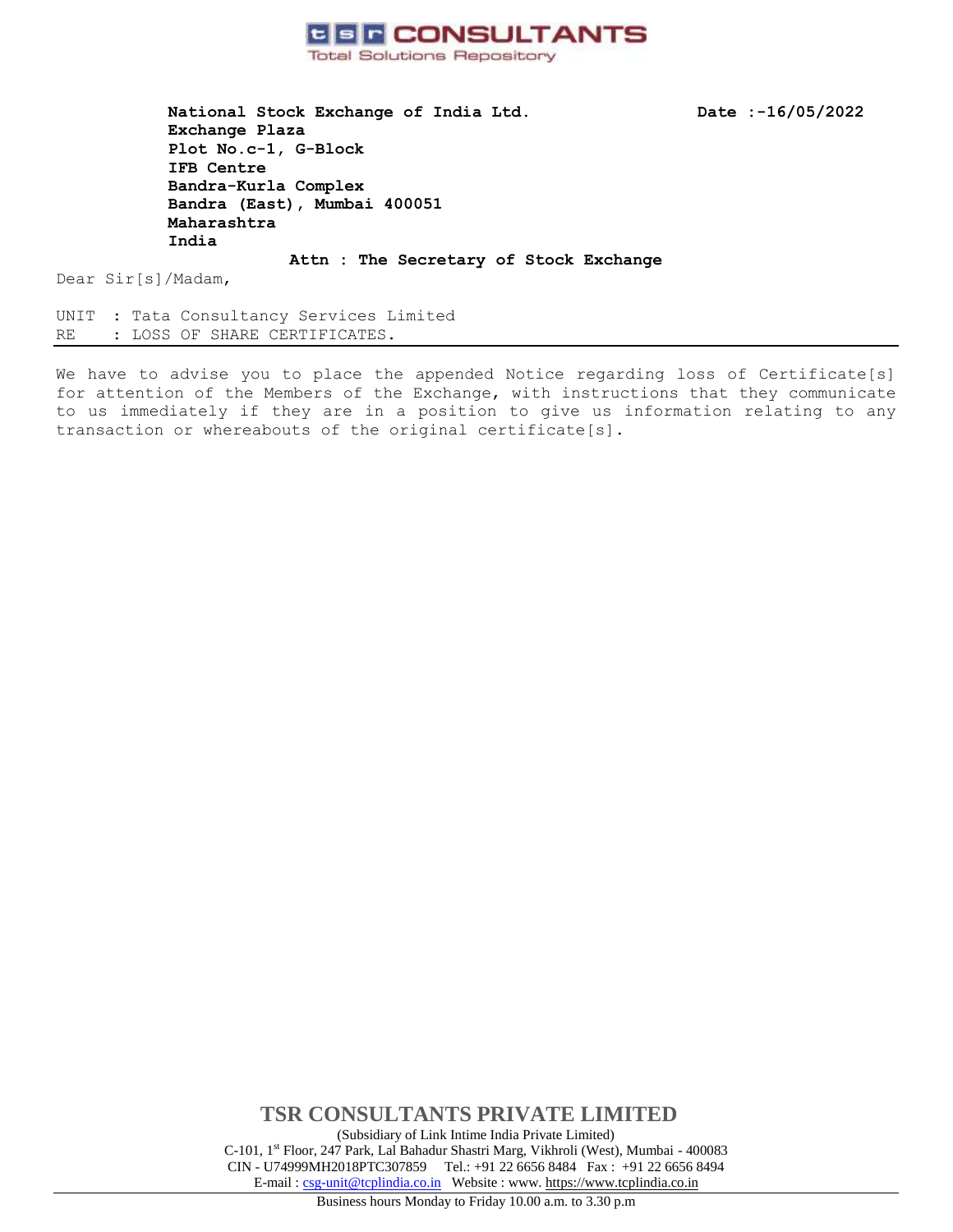**tsr CONSULTANTS**
Total Solutions Repository

**National Stock Exchange of India Ltd.**
**Exchange Plaza**
**Plot No.c-1, G-Block**
**IFB Centre**
**Bandra-Kurla Complex**
**Bandra (East), Mumbai 400051**
**Maharashtra**
**India**

**Date :-16/05/2022**

**Attn : The Secretary of Stock Exchange**

Dear Sir[s]/Madam,

UNIT : Tata Consultancy Services Limited
RE : LOSS OF SHARE CERTIFICATES.

---

We have to advise you to place the appended Notice regarding loss of Certificate[s] for attention of the Members of the Exchange, with instructions that they communicate to us immediately if they are in a position to give us information relating to any transaction or whereabouts of the original certificate[s].

**TSR CONSULTANTS PRIVATE LIMITED**

(Subsidiary of Link Intime India Private Limited)
C-101, 1st Floor, 247 Park, Lal Bahadur Shastri Marg, Vikhroli (West), Mumbai - 400083
CIN - U74999MH2018PTC307859 Tel.: +91 22 6656 8484 Fax : +91 22 6656 8494
E-mail : csg-unit@tcplindia.co.in Website : www. https://www.tcplindia.co.in

Business hours Monday to Friday 10.00 a.m. to 3.30 p.m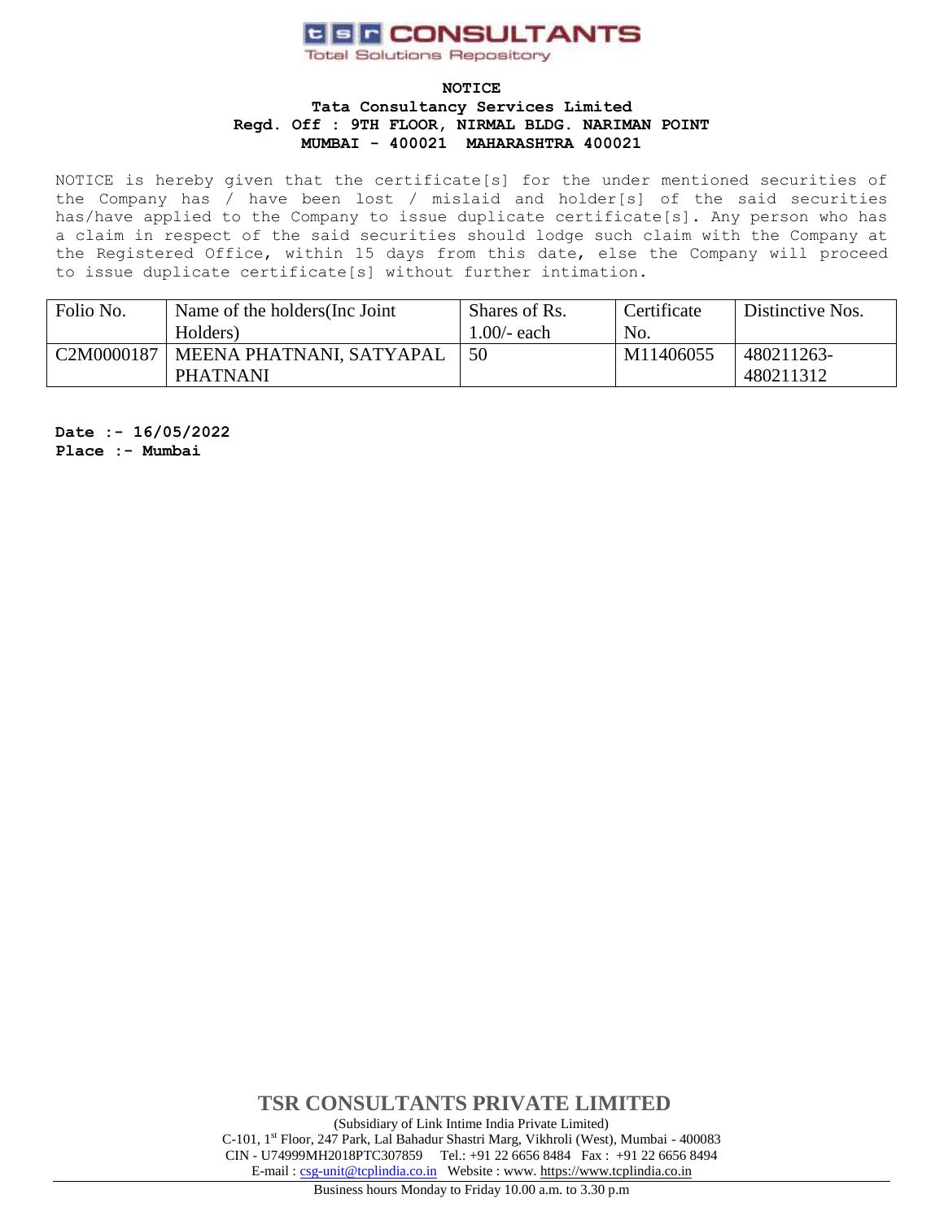**tsr CONSULTANTS**
Total Solutions Repository

**NOTICE**
**Tata Consultancy Services Limited**
**Regd. Off : 9TH FLOOR, NIRMAL BLDG. NARIMAN POINT**
**MUMBAI - 400021 MAHARASHTRA 400021**

NOTICE is hereby given that the certificate[s] for the under mentioned securities of the Company has / have been lost / mislaid and holder[s] of the said securities has/have applied to the Company to issue duplicate certificate[s]. Any person who has a claim in respect of the said securities should lodge such claim with the Company at the Registered Office, within 15 days from this date, else the Company will proceed to issue duplicate certificate[s] without further intimation.

| Folio No. | Name of the holders(Inc Joint Holders) | Shares of Rs. 1.00/- each | Certificate No. | Distinctive Nos. |
|---|---|---|---|---|
| C2M0000187 | MEENA PHATNANI, SATYAPAL PHATNANI | 50 | M11406055 | 480211263-480211312 |

**Date :- 16/05/2022**
**Place :- Mumbai**

**TSR CONSULTANTS PRIVATE LIMITED**
(Subsidiary of Link Intime India Private Limited)
C-101, 1st Floor, 247 Park, Lal Bahadur Shastri Marg, Vikhroli (West), Mumbai - 400083
CIN - U74999MH2018PTC307859 Tel.: +91 22 6656 8484 Fax : +91 22 6656 8494
E-mail : csg-unit@tcplindia.co.in Website : www. https://www.tcplindia.co.in

Business hours Monday to Friday 10.00 a.m. to 3.30 p.m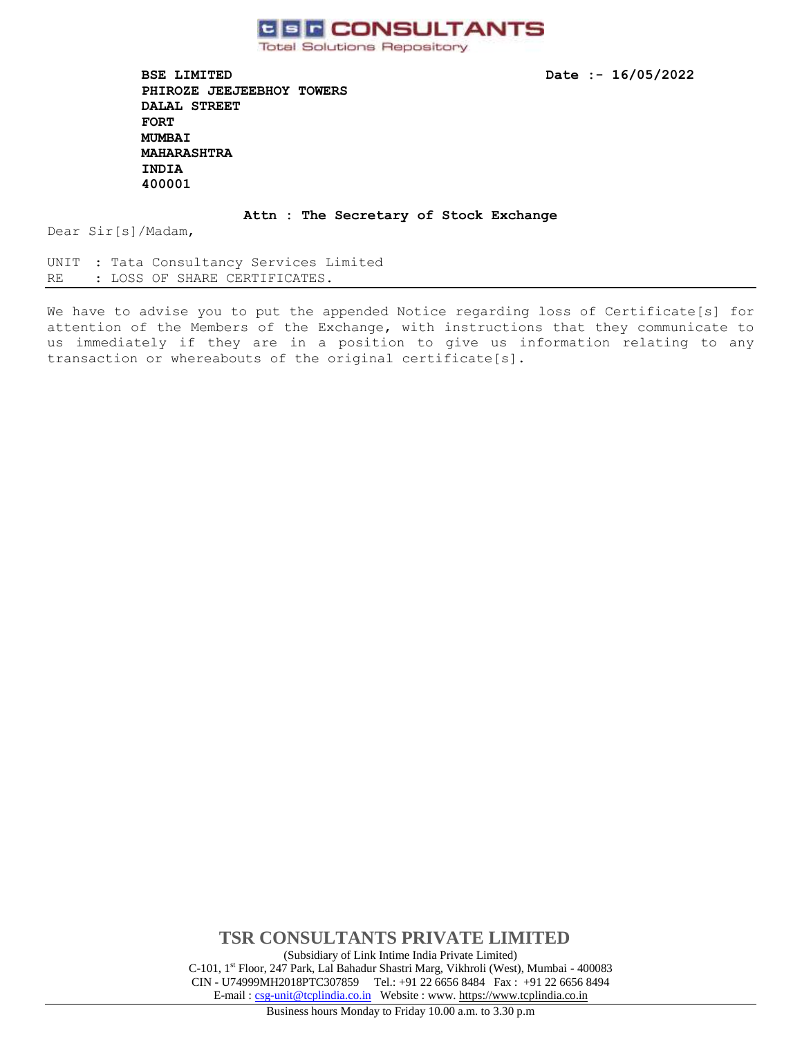**TSR CONSULTANTS**
Total Solutions Repository

**BSE LIMITED**
**PHIROZE JEEJEEBHOY TOWERS**
**DALAL STREET**
**FORT**
**MUMBAI**
**MAHARASHTRA**
**INDIA**
**400001**

**Date :- 16/05/2022**

**Attn : The Secretary of Stock Exchange**

Dear Sir[s]/Madam,

UNIT : Tata Consultancy Services Limited
RE : LOSS OF SHARE CERTIFICATES.

---

We have to advise you to put the appended Notice regarding loss of Certificate[s] for attention of the Members of the Exchange, with instructions that they communicate to us immediately if they are in a position to give us information relating to any transaction or whereabouts of the original certificate[s].

**TSR CONSULTANTS PRIVATE LIMITED**

(Subsidiary of Link Intime India Private Limited)
C-101, 1st Floor, 247 Park, Lal Bahadur Shastri Marg, Vikhroli (West), Mumbai - 400083
CIN - U74999MH2018PTC307859 Tel.: +91 22 6656 8484 Fax : +91 22 6656 8494
E-mail : csg-unit@tcplindia.co.in Website : www. https://www.tcplindia.co.in

Business hours Monday to Friday 10.00 a.m. to 3.30 p.m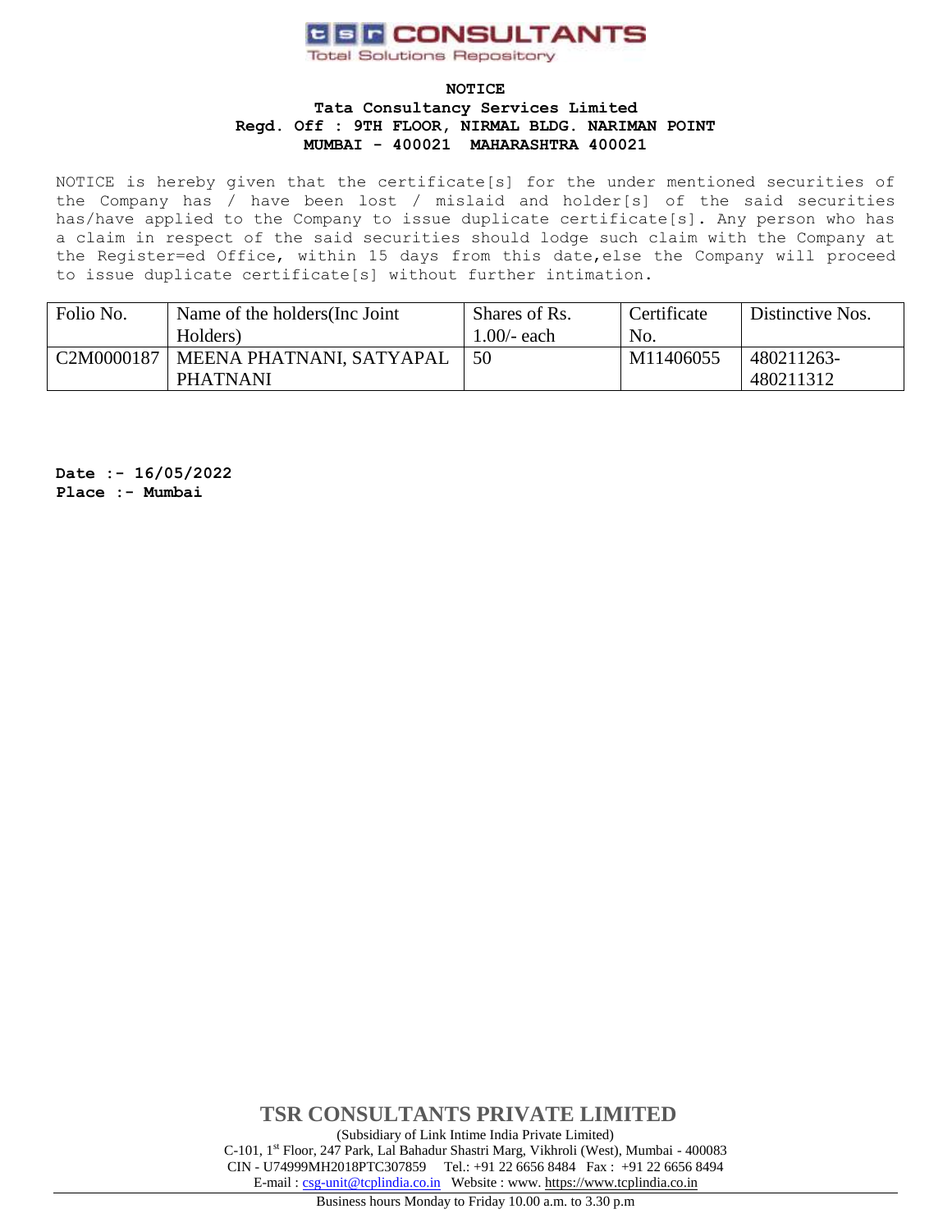**tsr CONSULTANTS**
Total Solutions Repository

**NOTICE**
**Tata Consultancy Services Limited**
**Regd. Off : 9TH FLOOR, NIRMAL BLDG. NARIMAN POINT**
**MUMBAI - 400021 MAHARASHTRA 400021**

NOTICE is hereby given that the certificate[s] for the under mentioned securities of the Company has / have been lost / mislaid and holder[s] of the said securities has/have applied to the Company to issue duplicate certificate[s]. Any person who has a claim in respect of the said securities should lodge such claim with the Company at the Register=ed Office, within 15 days from this date,else the Company will proceed to issue duplicate certificate[s] without further intimation.

| Folio No. | Name of the holders(Inc Joint Holders) | Shares of Rs. 1.00/- each | Certificate No. | Distinctive Nos. |
|---|---|---|---|---|
| C2M0000187 | MEENA PHATNANI, SATYAPAL PHATNANI | 50 | M11406055 | 480211263-480211312 |

**Date :- 16/05/2022**
**Place :- Mumbai**

**TSR CONSULTANTS PRIVATE LIMITED**
(Subsidiary of Link Intime India Private Limited)
C-101, 1st Floor, 247 Park, Lal Bahadur Shastri Marg, Vikhroli (West), Mumbai - 400083
CIN - U74999MH2018PTC307859 Tel.: +91 22 6656 8484 Fax : +91 22 6656 8494
E-mail : csg-unit@tcplindia.co.in Website : www. https://www.tcplindia.co.in
Business hours Monday to Friday 10.00 a.m. to 3.30 p.m